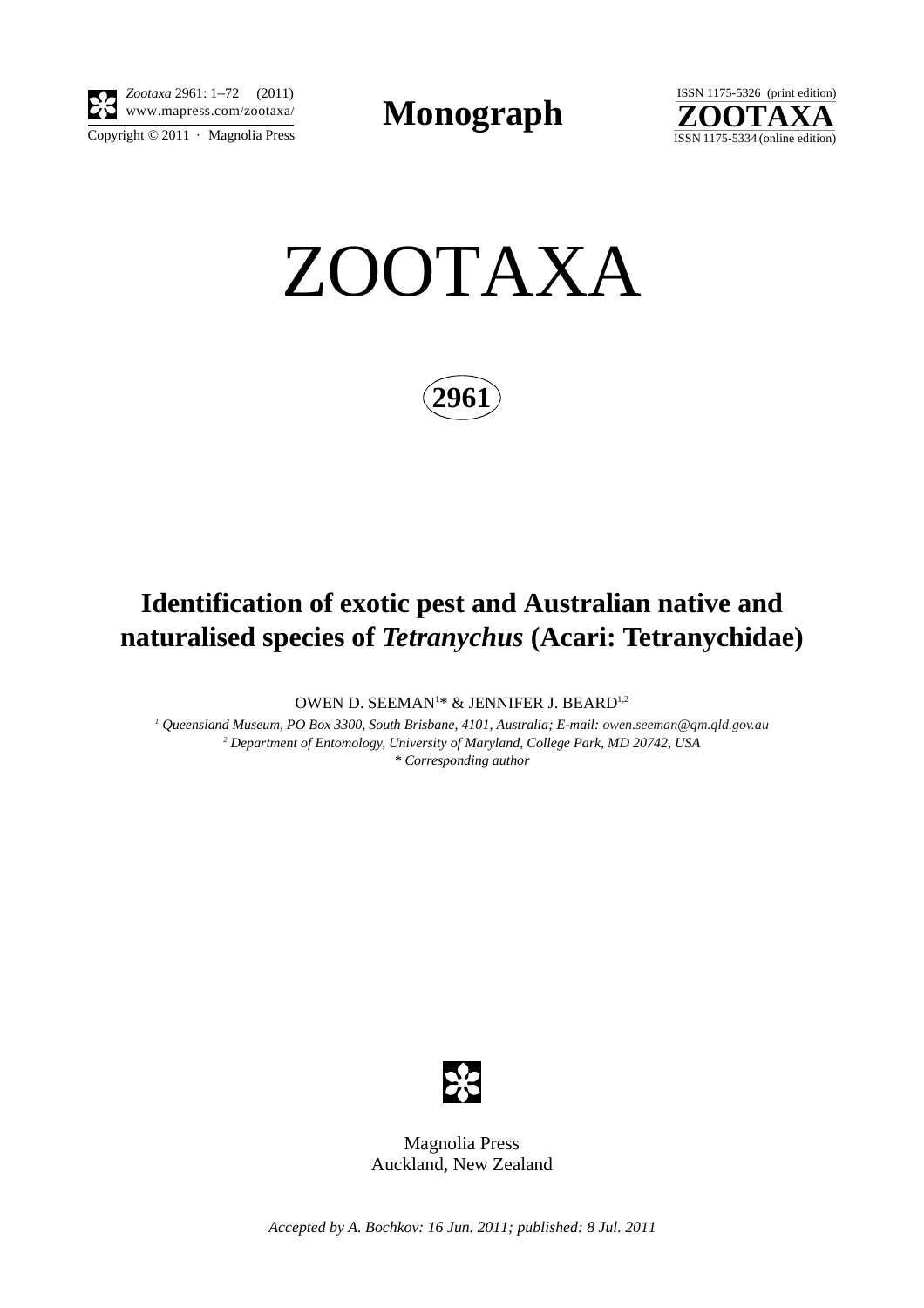**Monograph**

# ZOOTAXA

**2961**

## Identification of exotic pest and Australian native and naturalised species of *Tetranychus* (Acari: Tetranychidae)

OWEN D. SEEMAN[1]* & JENNIFER J. BEARD[1,2]

[1] *Queensland Museum, PO Box 3300, South Brisbane, 4101, Australia; E-mail: owen.seeman@qm.qld.gov.au*
[2] *Department of Entomology, University of Maryland, College Park, MD 20742, USA*
*\* Corresponding author*

Magnolia Press
Auckland, New Zealand

*Accepted by A. Bochkov: 16 Jun. 2011; published: 8 Jul. 2011*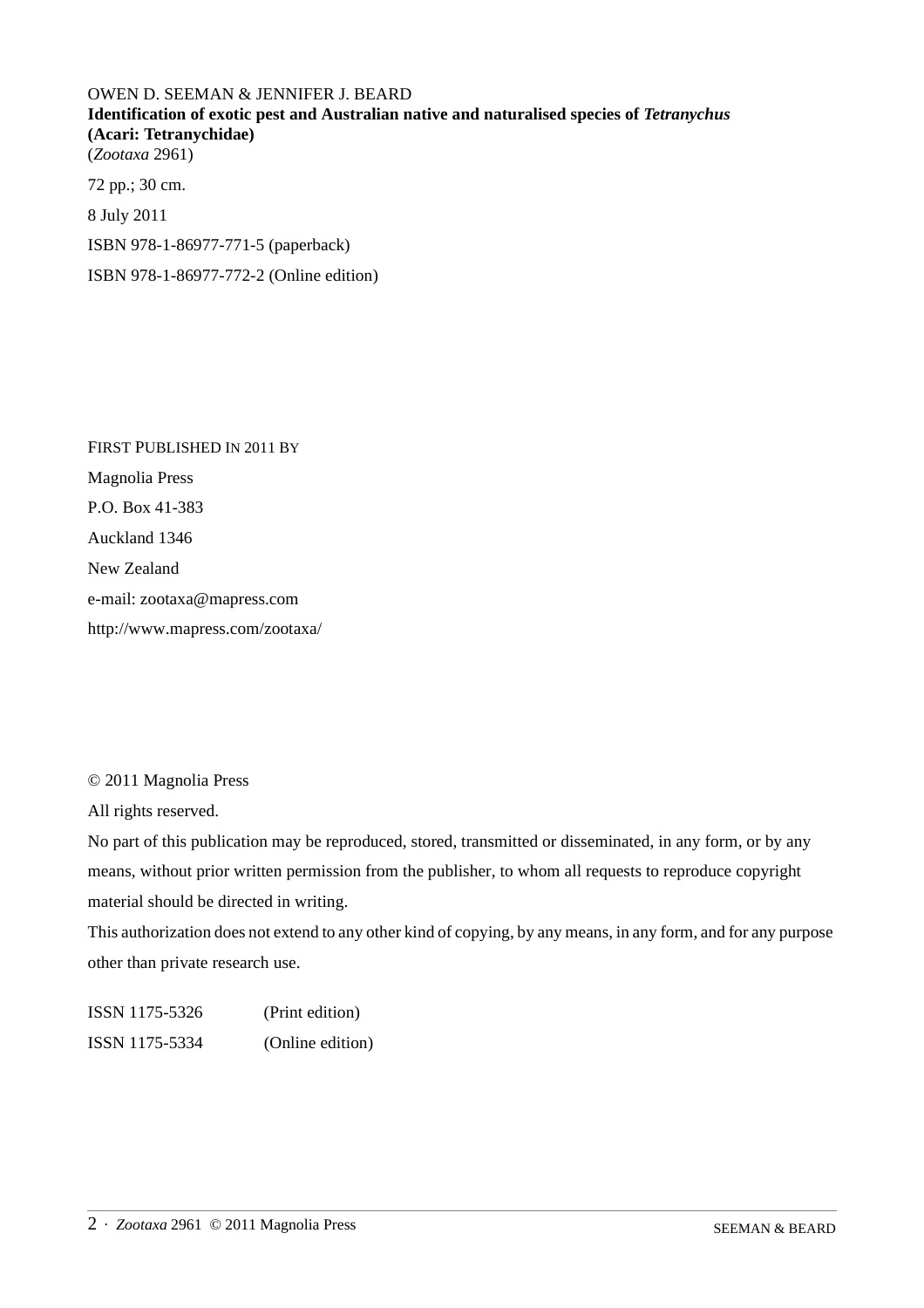OWEN D. SEEMAN & JENNIFER J. BEARD
**Identification of exotic pest and Australian native and naturalised species of *Tetranychus* (Acari: Tetranychidae)**
(*Zootaxa* 2961)

72 pp.; 30 cm.

8 July 2011

ISBN 978-1-86977-771-5 (paperback)

ISBN 978-1-86977-772-2 (Online edition)

FIRST PUBLISHED IN 2011 BY

Magnolia Press

P.O. Box 41-383

Auckland 1346

New Zealand

e-mail: zootaxa@mapress.com

http://www.mapress.com/zootaxa/

© 2011 Magnolia Press

All rights reserved.

No part of this publication may be reproduced, stored, transmitted or disseminated, in any form, or by any means, without prior written permission from the publisher, to whom all requests to reproduce copyright material should be directed in writing.

This authorization does not extend to any other kind of copying, by any means, in any form, and for any purpose other than private research use.

ISSN 1175-5326 (Print edition)

ISSN 1175-5334 (Online edition)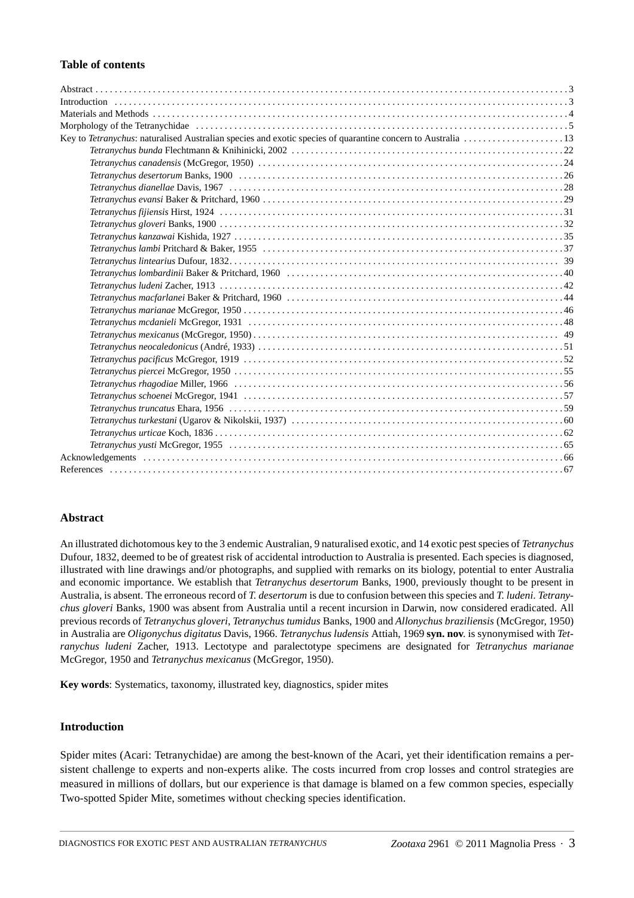### Table of contents

Abstract . . . 3
Introduction . . . 3
Materials and Methods . . . 4
Morphology of the Tetranychidae . . . 5
Key to *Tetranychus*: naturalised Australian species and exotic species of quarantine concern to Australia . . . 13
- *Tetranychus bunda* Flechtmann & Knihinicki, 2002 . . . 22
- *Tetranychus canadensis* (McGregor, 1950) . . . 24
- *Tetranychus desertorum* Banks, 1900 . . . 26
- *Tetranychus dianellae* Davis, 1967 . . . 28
- *Tetranychus evansi* Baker & Pritchard, 1960 . . . 29
- *Tetranychus fijiensis* Hirst, 1924 . . . 31
- *Tetranychus gloveri* Banks, 1900 . . . 32
- *Tetranychus kanzawai* Kishida, 1927 . . . 35
- *Tetranychus lambi* Pritchard & Baker, 1955 . . . 37
- *Tetranychus lintearius* Dufour, 1832. . . . 39
- *Tetranychus lombardinii* Baker & Pritchard, 1960 . . . 40
- *Tetranychus ludeni* Zacher, 1913 . . . 42
- *Tetranychus macfarlanei* Baker & Pritchard, 1960 . . . 44
- *Tetranychus marianae* McGregor, 1950 . . . 46
- *Tetranychus mcdanieli* McGregor, 1931 . . . 48
- *Tetranychus mexicanus* (McGregor, 1950) . . . 49
- *Tetranychus neocaledonicus* (André, 1933) . . . 51
- *Tetranychus pacificus* McGregor, 1919 . . . 52
- *Tetranychus piercei* McGregor, 1950 . . . 55
- *Tetranychus rhagodiae* Miller, 1966 . . . 56
- *Tetranychus schoenei* McGregor, 1941 . . . 57
- *Tetranychus truncatus* Ehara, 1956 . . . 59
- *Tetranychus turkestani* (Ugarov & Nikolskii, 1937) . . . 60
- *Tetranychus urticae* Koch, 1836 . . . 62
- *Tetranychus yusti* McGregor, 1955 . . . 65

Acknowledgements . . . 66
References . . . 67

### Abstract

An illustrated dichotomous key to the 3 endemic Australian, 9 naturalised exotic, and 14 exotic pest species of *Tetranychus* Dufour, 1832, deemed to be of greatest risk of accidental introduction to Australia is presented. Each species is diagnosed, illustrated with line drawings and/or photographs, and supplied with remarks on its biology, potential to enter Australia and economic importance. We establish that *Tetranychus desertorum* Banks, 1900, previously thought to be present in Australia, is absent. The erroneous record of *T. desertorum* is due to confusion between this species and *T. ludeni*. *Tetranychus gloveri* Banks, 1900 was absent from Australia until a recent incursion in Darwin, now considered eradicated. All previous records of *Tetranychus gloveri*, *Tetranychus tumidus* Banks, 1900 and *Allonychus braziliensis* (McGregor, 1950) in Australia are *Oligonychus digitatus* Davis, 1966. *Tetranychus ludensis* Attiah, 1969 **syn. nov**. is synonymised with *Tetranychus ludeni* Zacher, 1913. Lectotype and paralectotype specimens are designated for *Tetranychus marianae* McGregor, 1950 and *Tetranychus mexicanus* (McGregor, 1950).

**Key words**: Systematics, taxonomy, illustrated key, diagnostics, spider mites

### Introduction

Spider mites (Acari: Tetranychidae) are among the best-known of the Acari, yet their identification remains a persistent challenge to experts and non-experts alike. The costs incurred from crop losses and control strategies are measured in millions of dollars, but our experience is that damage is blamed on a few common species, especially Two-spotted Spider Mite, sometimes without checking species identification.